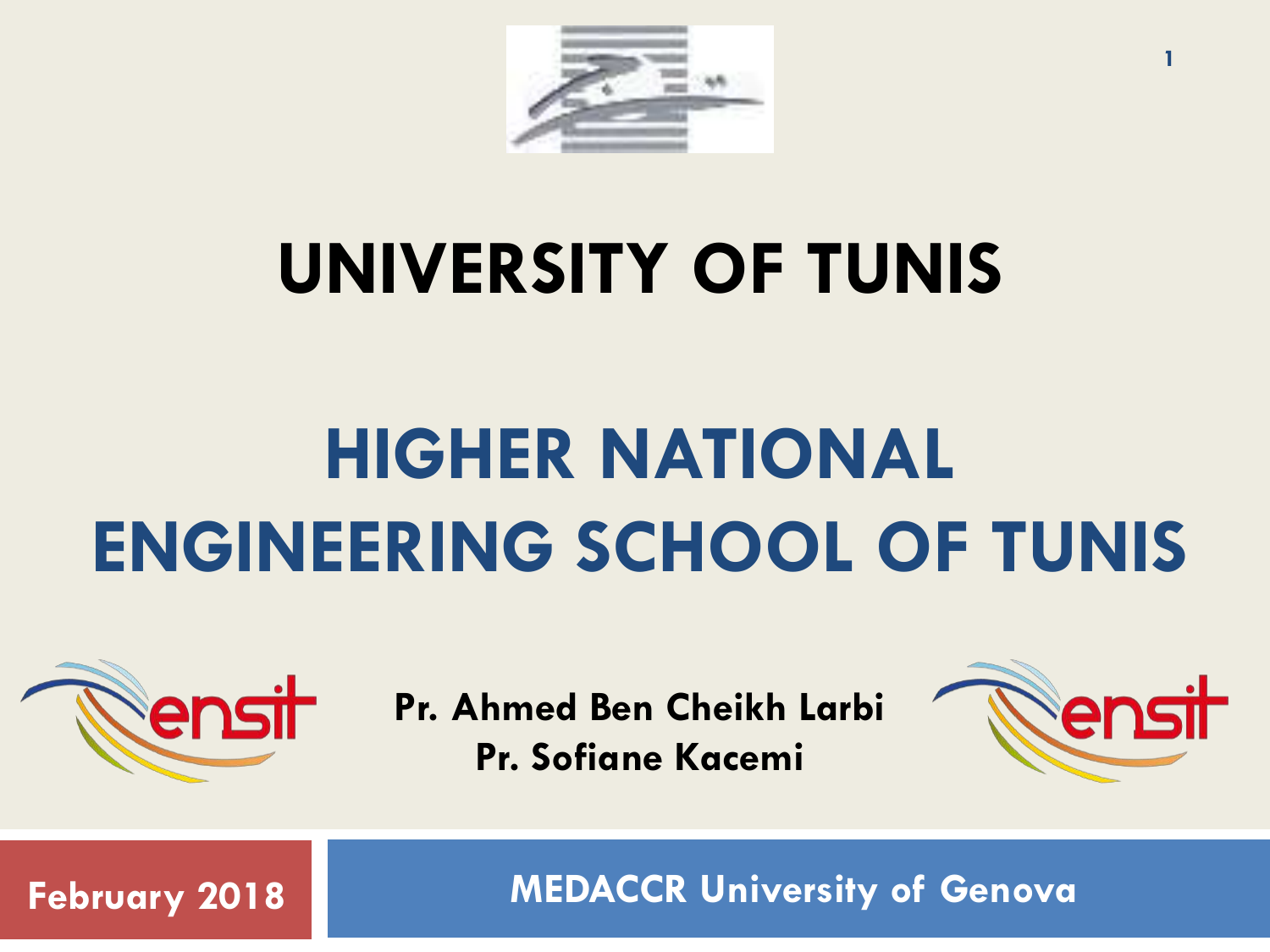# UNIVERSITY OF TUNIS

# HIGHER NATIONAL ENGINEERING SCHOOL OF TUNIS

**Pr. Ahmed Ben Cheikh Larbi**
**Pr. Sofiane Kacemi**

**February 2018**

**MEDACCR University of Genova**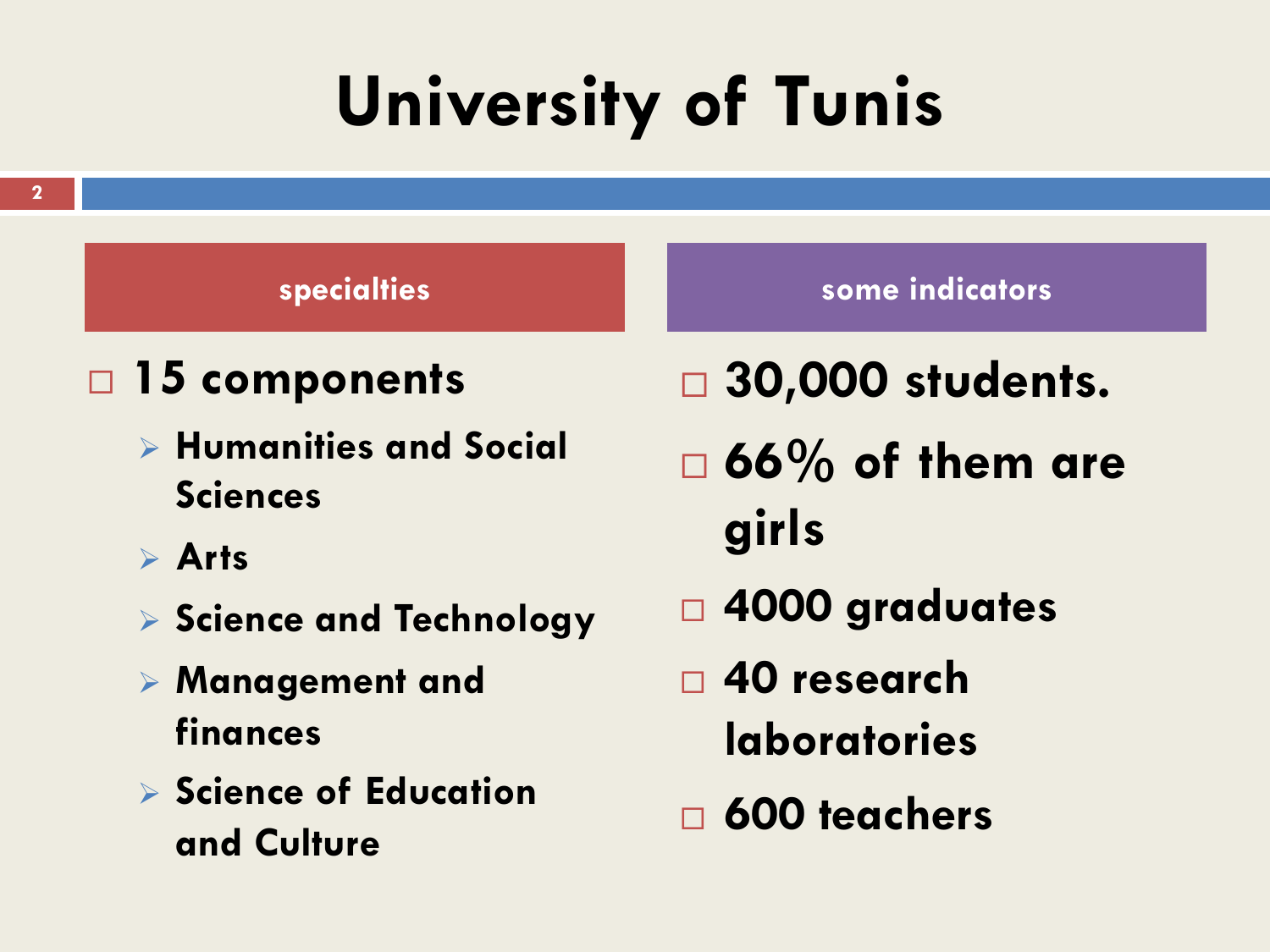# University of Tunis

## specialties

- 15 components
  - Humanities and Social Sciences
  - Arts
  - Science and Technology
  - Management and finances
  - Science of Education and Culture

## some indicators

- 30,000 students.
- 66% of them are girls
- 4000 graduates
- 40 research laboratories
- 600 teachers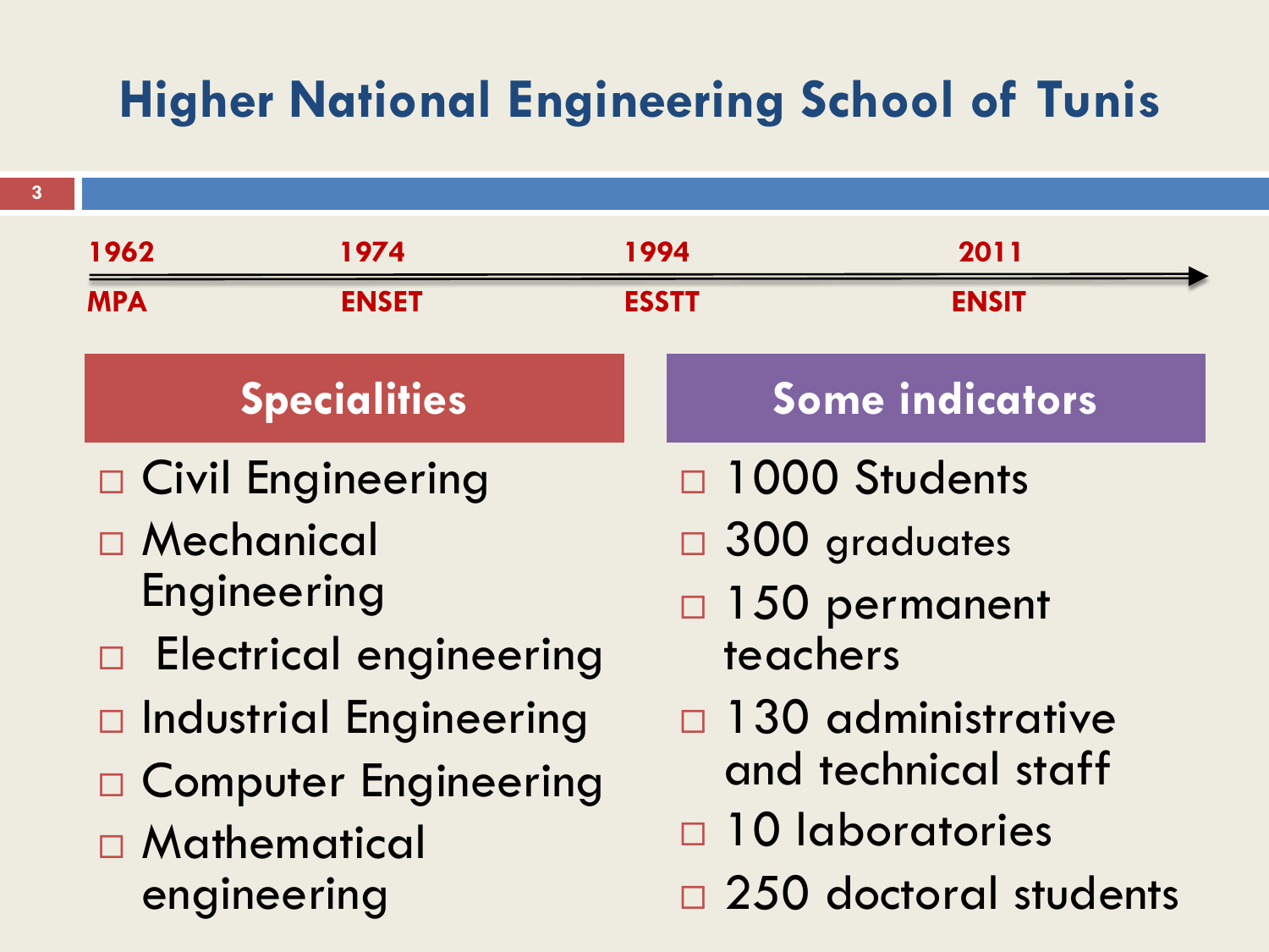# Higher National Engineering School of Tunis

| 1962 | 1974 | 1994 | 2011 |
| --- | --- | --- | --- |
| MPA | ENSET | ESSTT | ENSIT |

## Specialities

- Civil Engineering
- Mechanical Engineering
- Electrical engineering
- Industrial Engineering
- Computer Engineering
- Mathematical engineering

## Some indicators

- 1000 Students
- 300 graduates
- 150 permanent teachers
- 130 administrative and technical staff
- 10 laboratories
- 250 doctoral students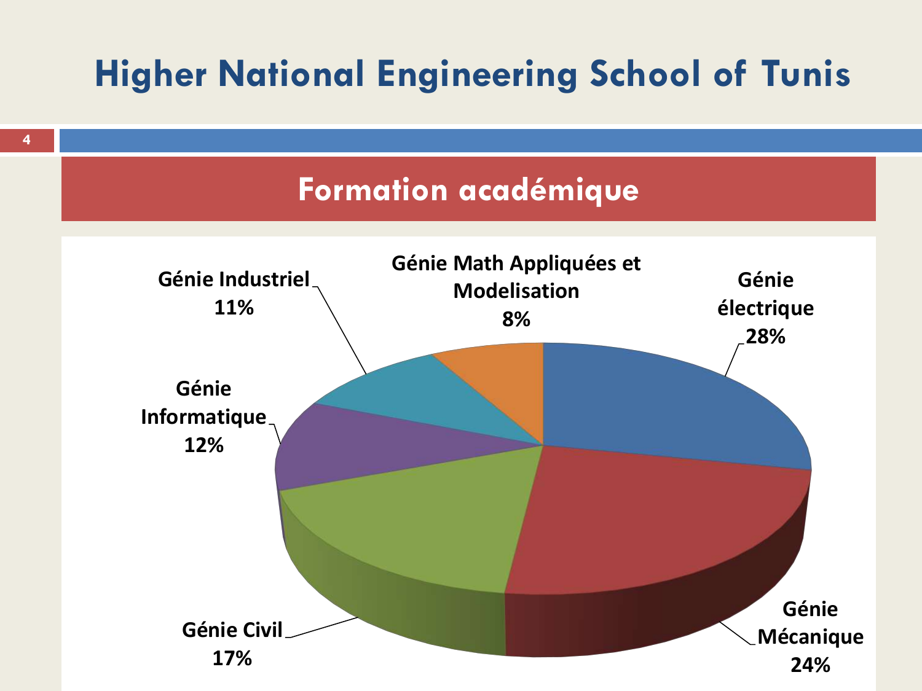# Higher National Engineering School of Tunis

## Formation académique

Génie Industriel 11%

Génie Math Appliquées et Modelisation 8%

Génie électrique 28%

Génie Informatique 12%

Génie Civil 17%

Génie Mécanique 24%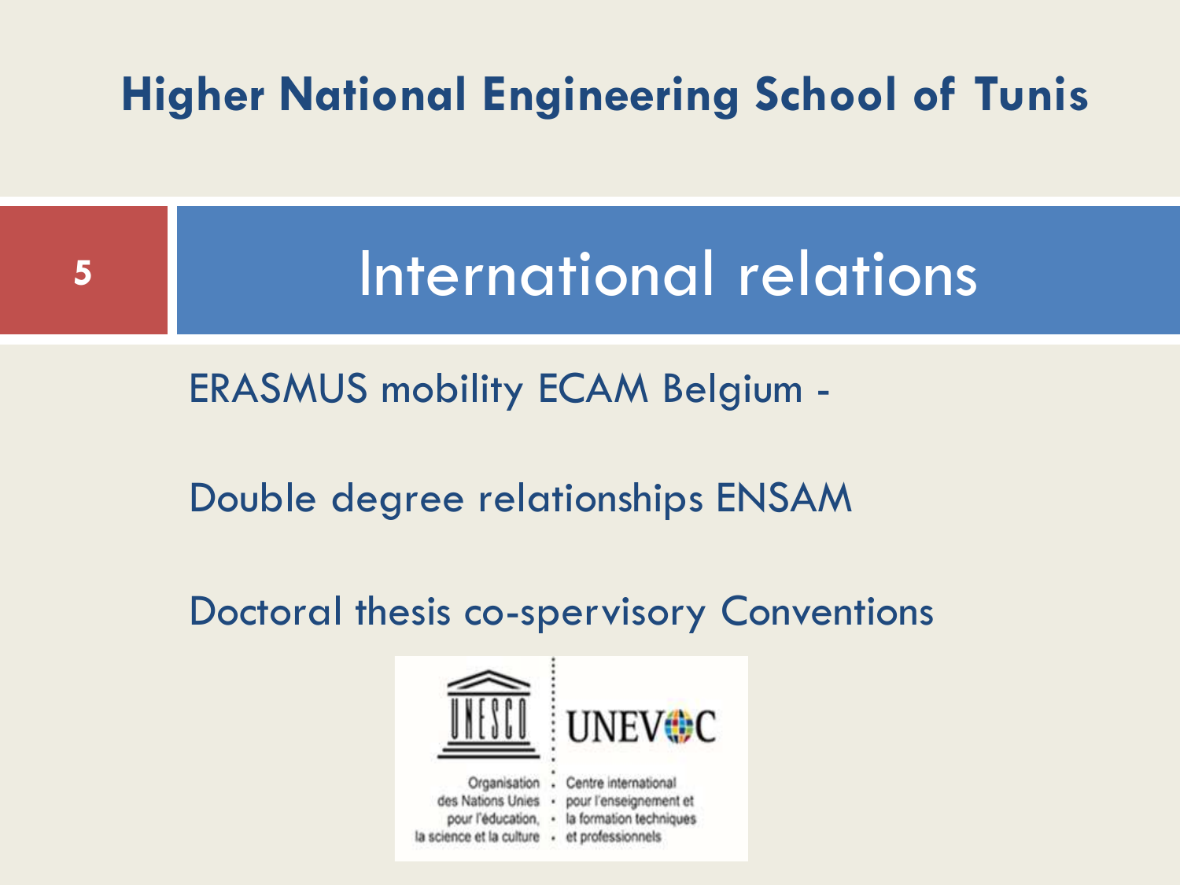# Higher National Engineering School of Tunis

## International relations

ERASMUS mobility ECAM Belgium -

Double degree relationships ENSAM

Doctoral thesis co-spervisory Conventions

UNESCO | UNEVOC

Organisation des Nations Unies pour l'éducation, la science et la culture

Centre international pour l'enseignement et la formation techniques et professionnels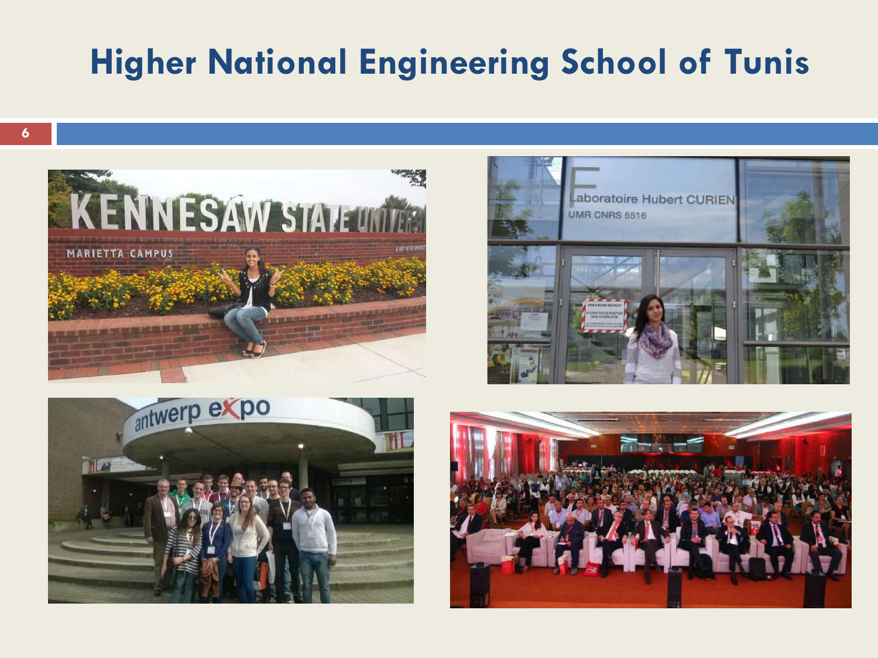# Higher National Engineering School of Tunis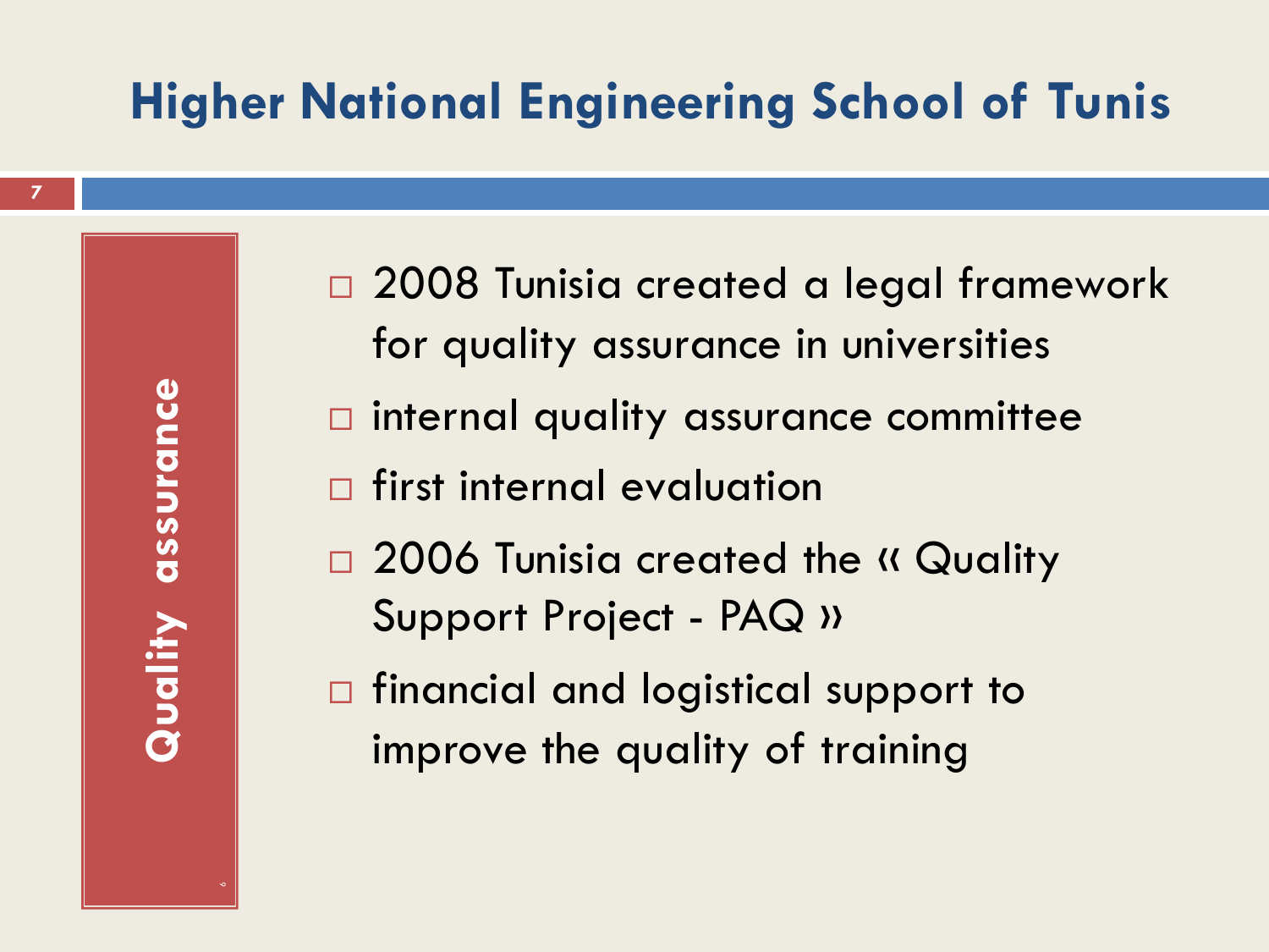# Higher National Engineering School of Tunis

## Quality assurance

- 2008 Tunisia created a legal framework for quality assurance in universities
- internal quality assurance committee
- first internal evaluation
- 2006 Tunisia created the « Quality Support Project - PAQ »
- financial and logistical support to improve the quality of training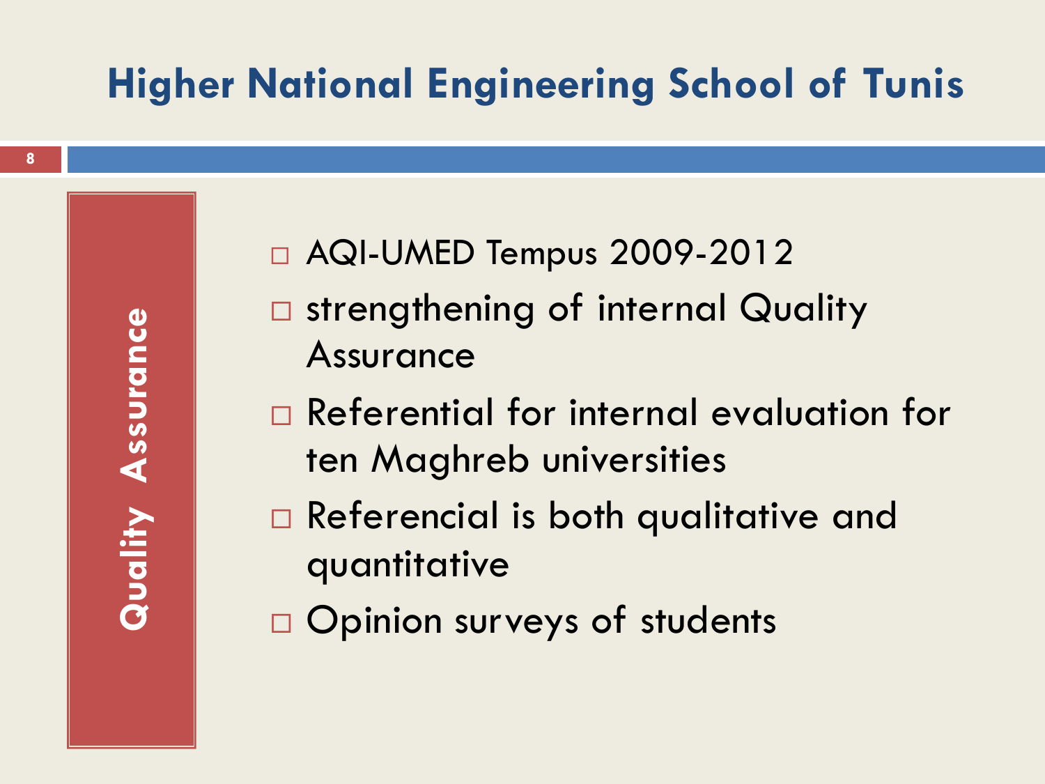# Higher National Engineering School of Tunis

## Quality Assurance

- AQI-UMED Tempus 2009-2012
- strengthening of internal Quality Assurance
- Referential for internal evaluation for ten Maghreb universities
- Referencial is both qualitative and quantitative
- Opinion surveys of students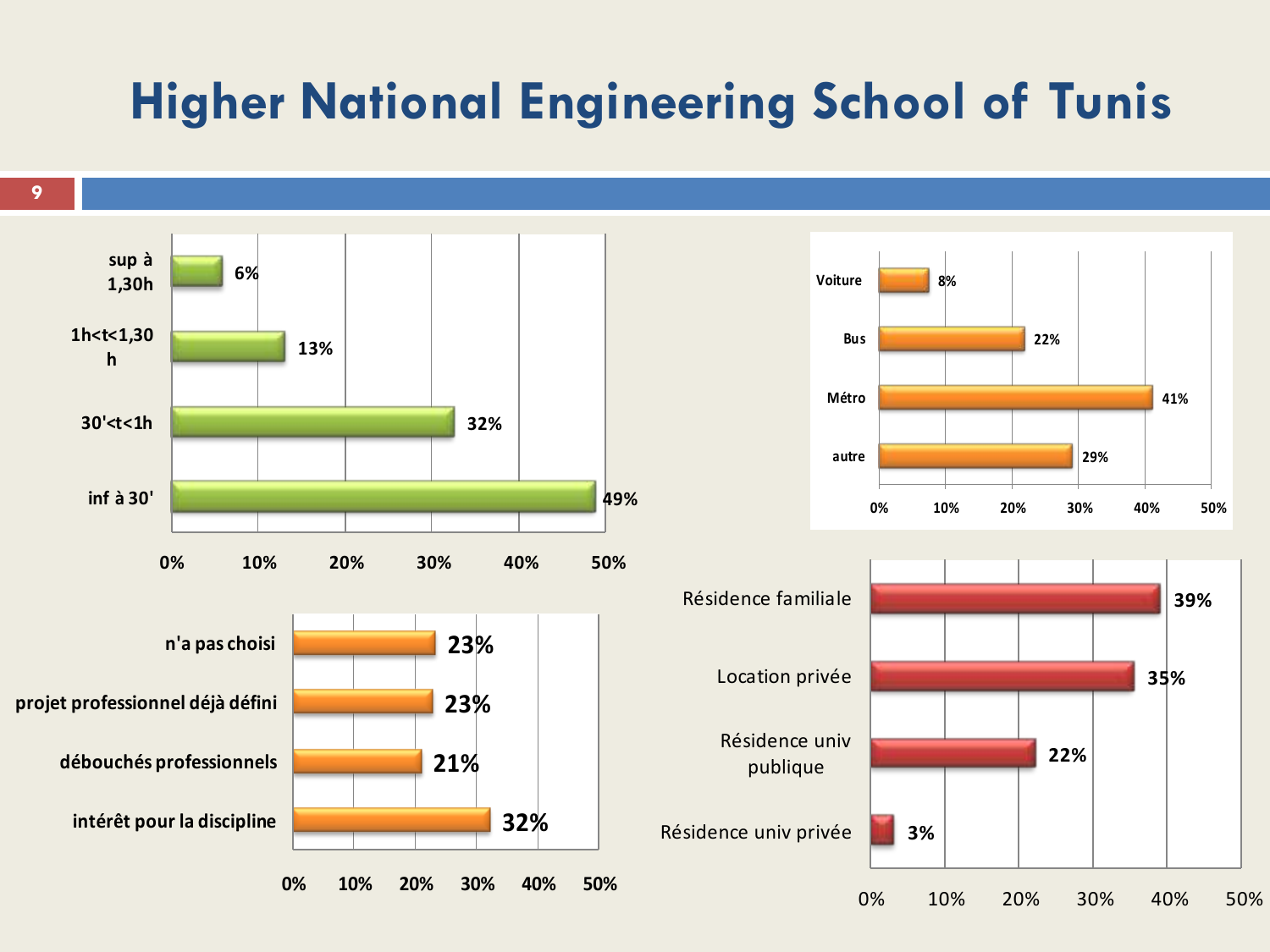# Higher National Engineering School of Tunis

| Temps de trajet | % |
|---|---|
| sup à 1,30h | 6% |
| 1h<t<1,30 h | 13% |
| 30'<t<1h | 32% |
| inf à 30' | 49% |

| Moyen de transport | % |
|---|---|
| Voiture | 8% |
| Bus | 22% |
| Métro | 41% |
| autre | 29% |

| Motif du choix | % |
|---|---|
| n'a pas choisi | 23% |
| projet professionnel déjà défini | 23% |
| débouchés professionnels | 21% |
| intérêt pour la discipline | 32% |

| Logement | % |
|---|---|
| Résidence familiale | 39% |
| Location privée | 35% |
| Résidence univ publique | 22% |
| Résidence univ privée | 3% |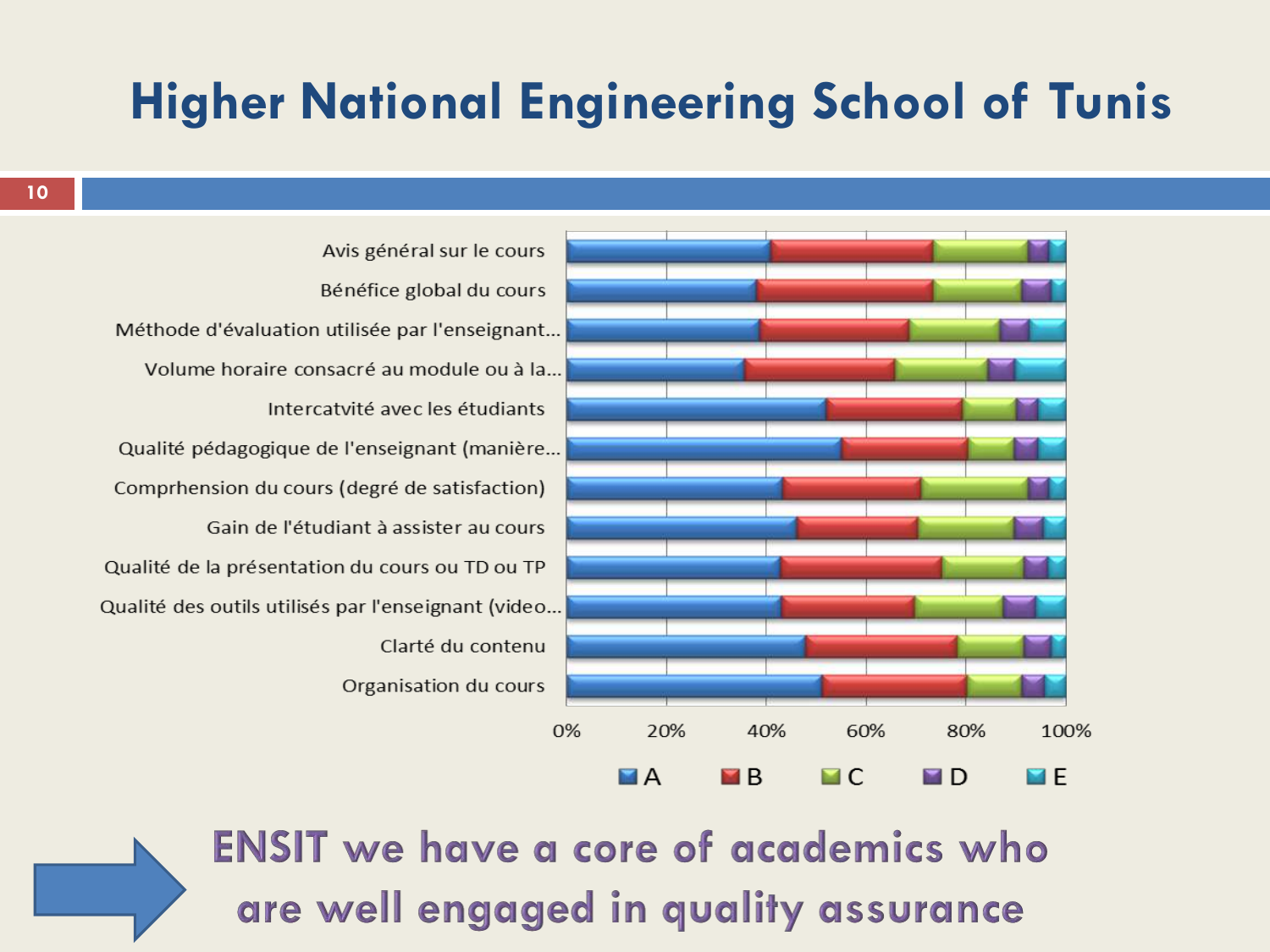# Higher National Engineering School of Tunis

Avis général sur le cours

Bénéfice global du cours

Méthode d'évaluation utilisée par l'enseignant...

Volume horaire consacré au module ou à la...

Intercatvité avec les étudiants

Qualité pédagogique de l'enseignant (manière...

Comprhension du cours (degré de satisfaction)

Gain de l'étudiant à assister au cours

Qualité de la présentation du cours ou TD ou TP

Qualité des outils utilisés par l'enseignant (video...

Clarté du contenu

Organisation du cours

0% 20% 40% 60% 80% 100%

A B C D E

**ENSIT we have a core of academics who are well engaged in quality assurance**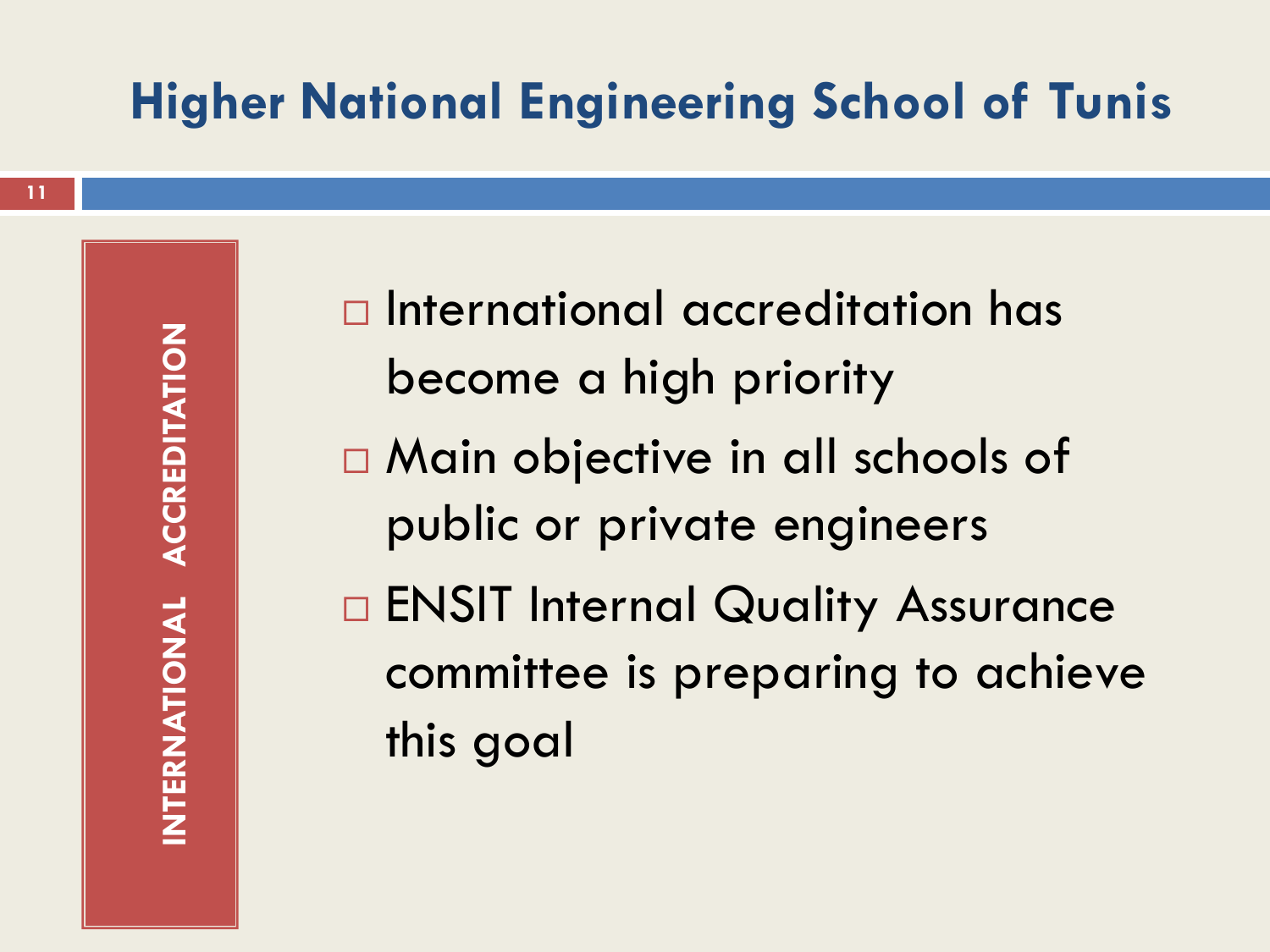# Higher National Engineering School of Tunis

## INTERNATIONAL ACCREDITATION

- International accreditation has become a high priority
- Main objective in all schools of public or private engineers
- ENSIT Internal Quality Assurance committee is preparing to achieve this goal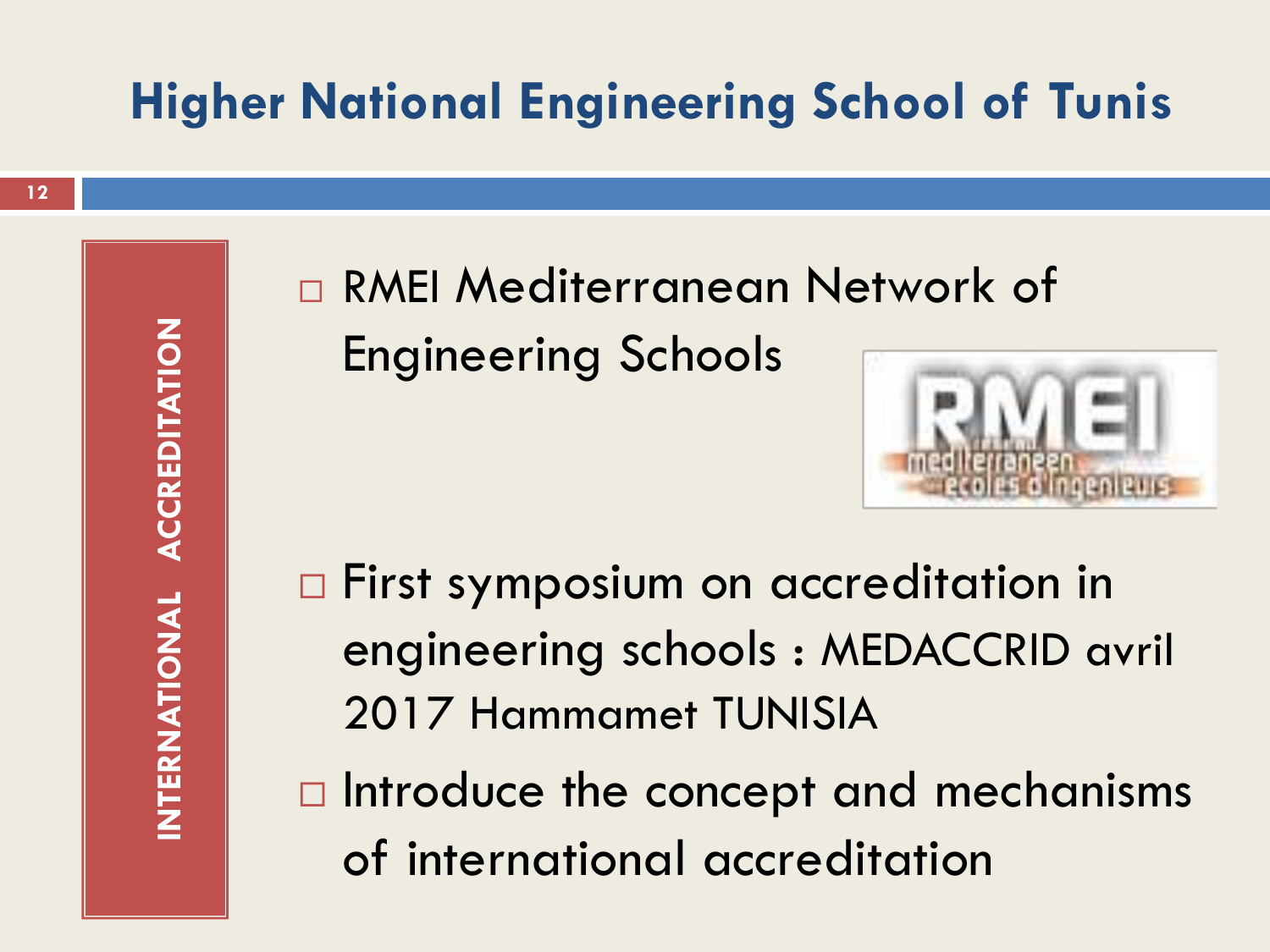# Higher National Engineering School of Tunis

**INTERNATIONAL ACCREDITATION**

- RMEI Mediterranean Network of Engineering Schools

- First symposium on accreditation in engineering schools : MEDACCRID avril 2017 Hammamet TUNISIA
- Introduce the concept and mechanisms of international accreditation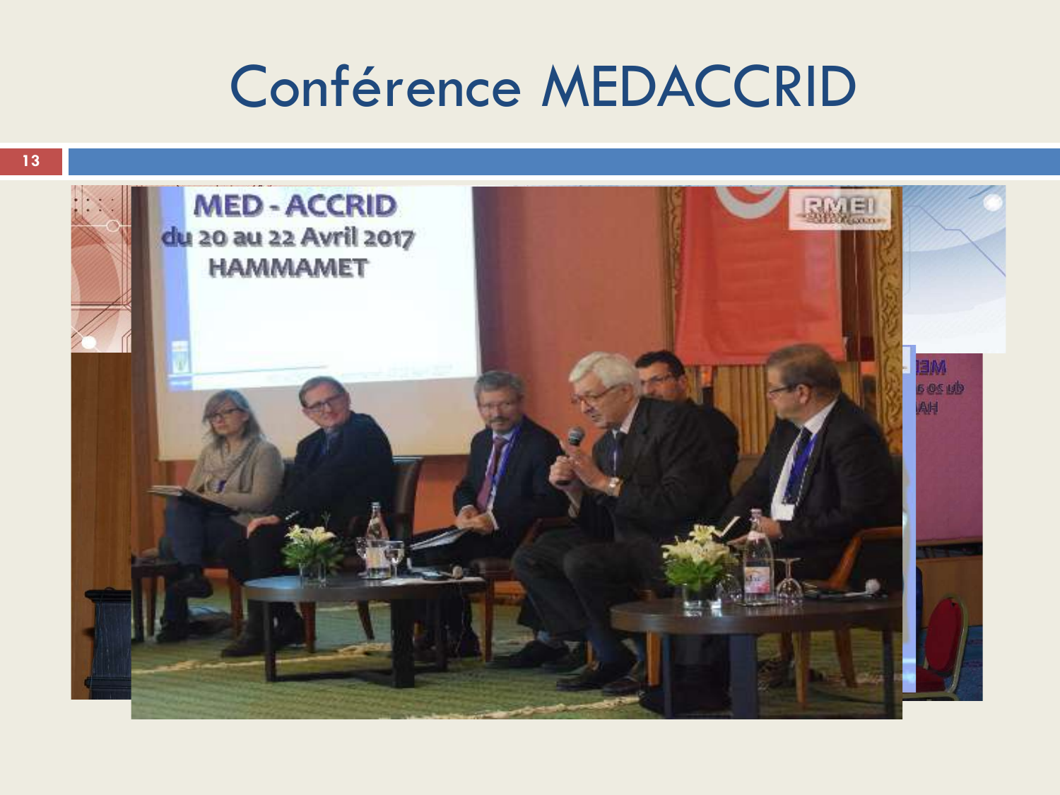# Conférence MEDACCRID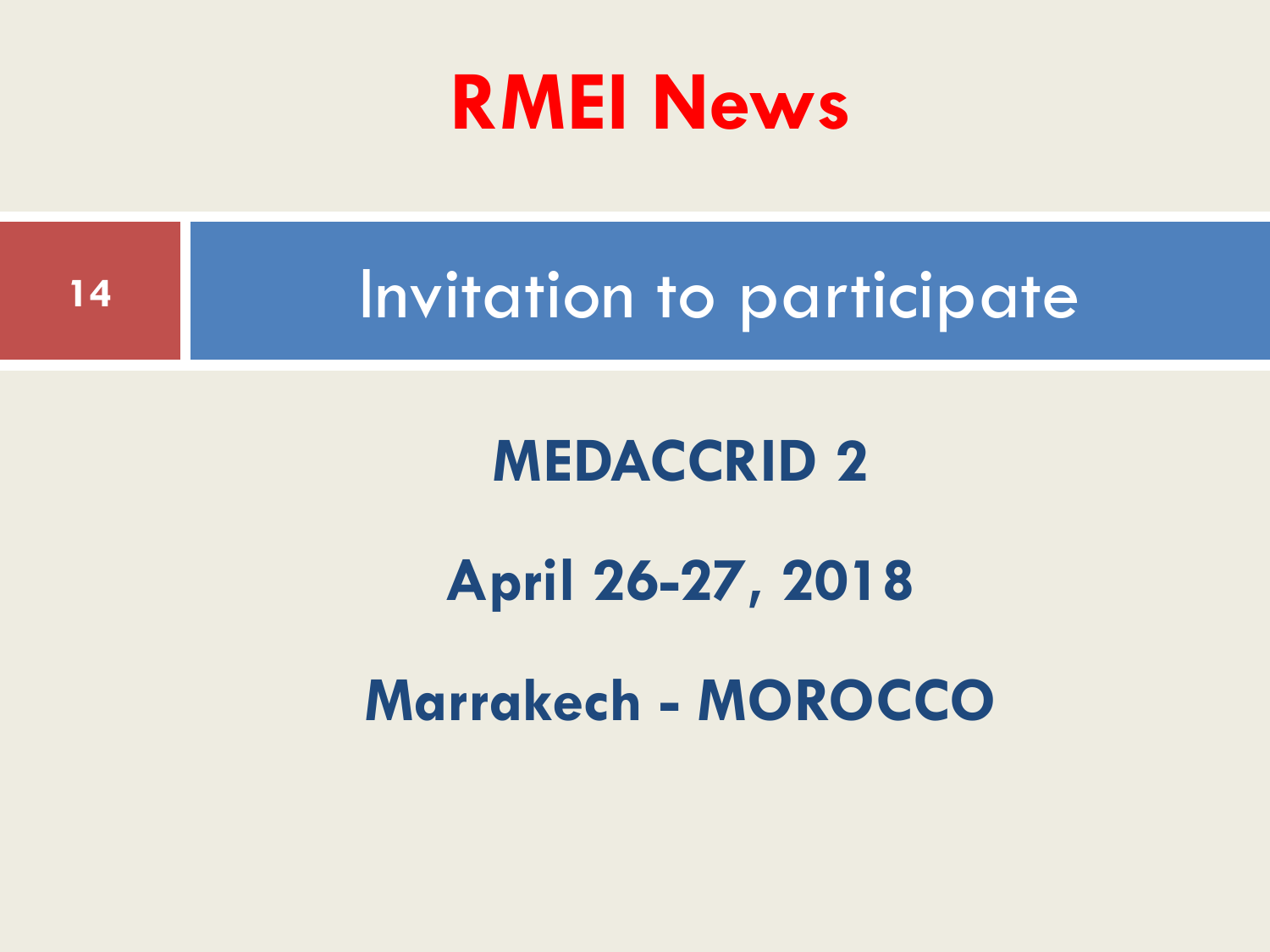# RMEI News

## Invitation to participate

**MEDACCRID 2**

**April 26-27, 2018**

**Marrakech - MOROCCO**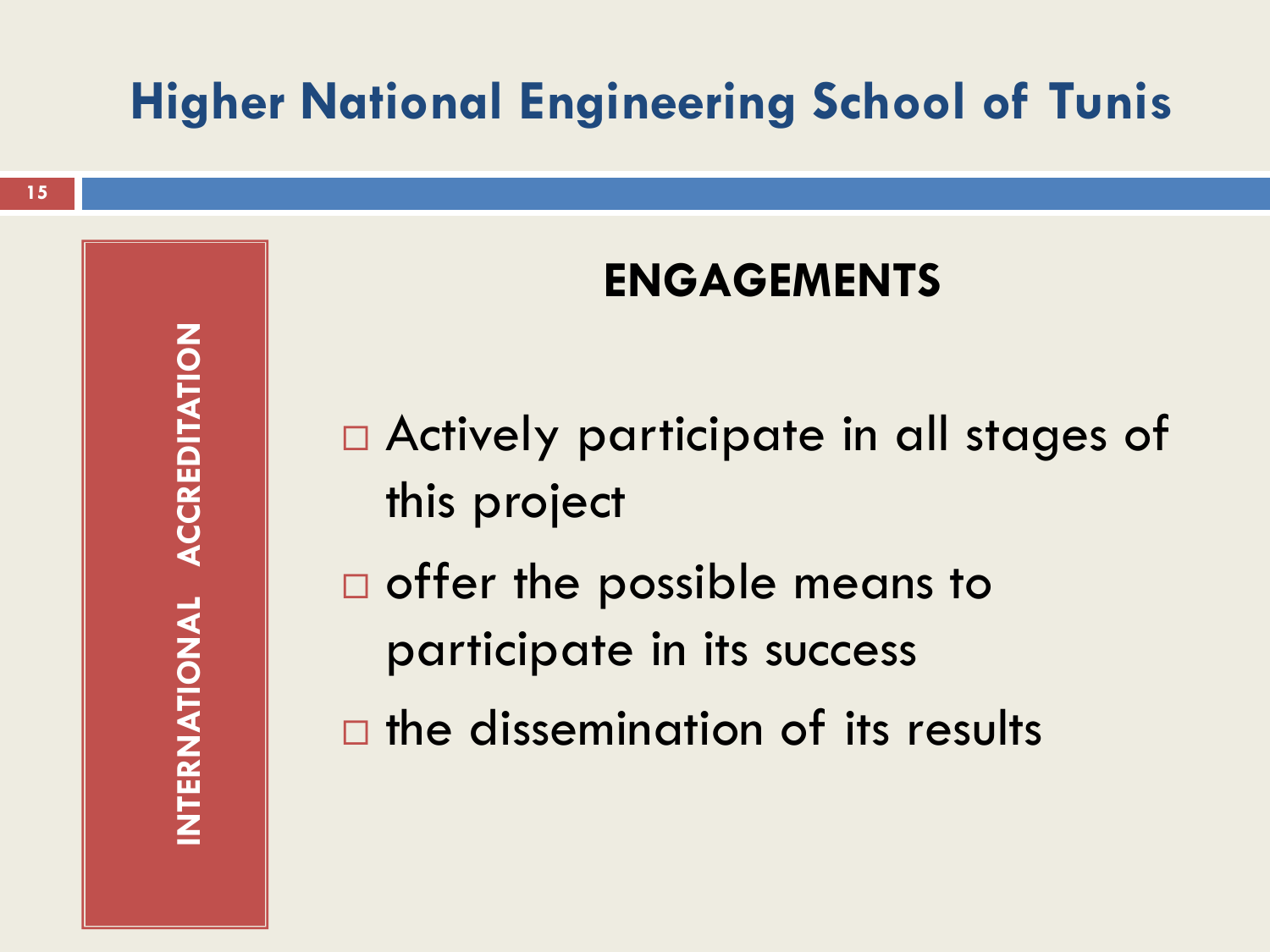# Higher National Engineering School of Tunis

**INTERNATIONAL ACCREDITATION**

## ENGAGEMENTS

- Actively participate in all stages of this project
- offer the possible means to participate in its success
- the dissemination of its results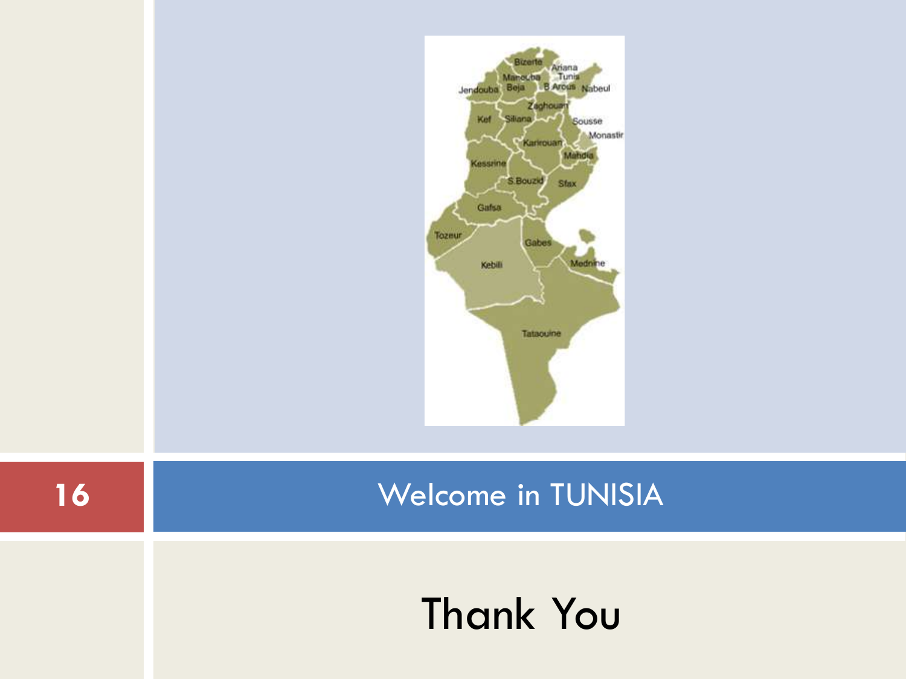## Welcome in TUNISIA

Thank You